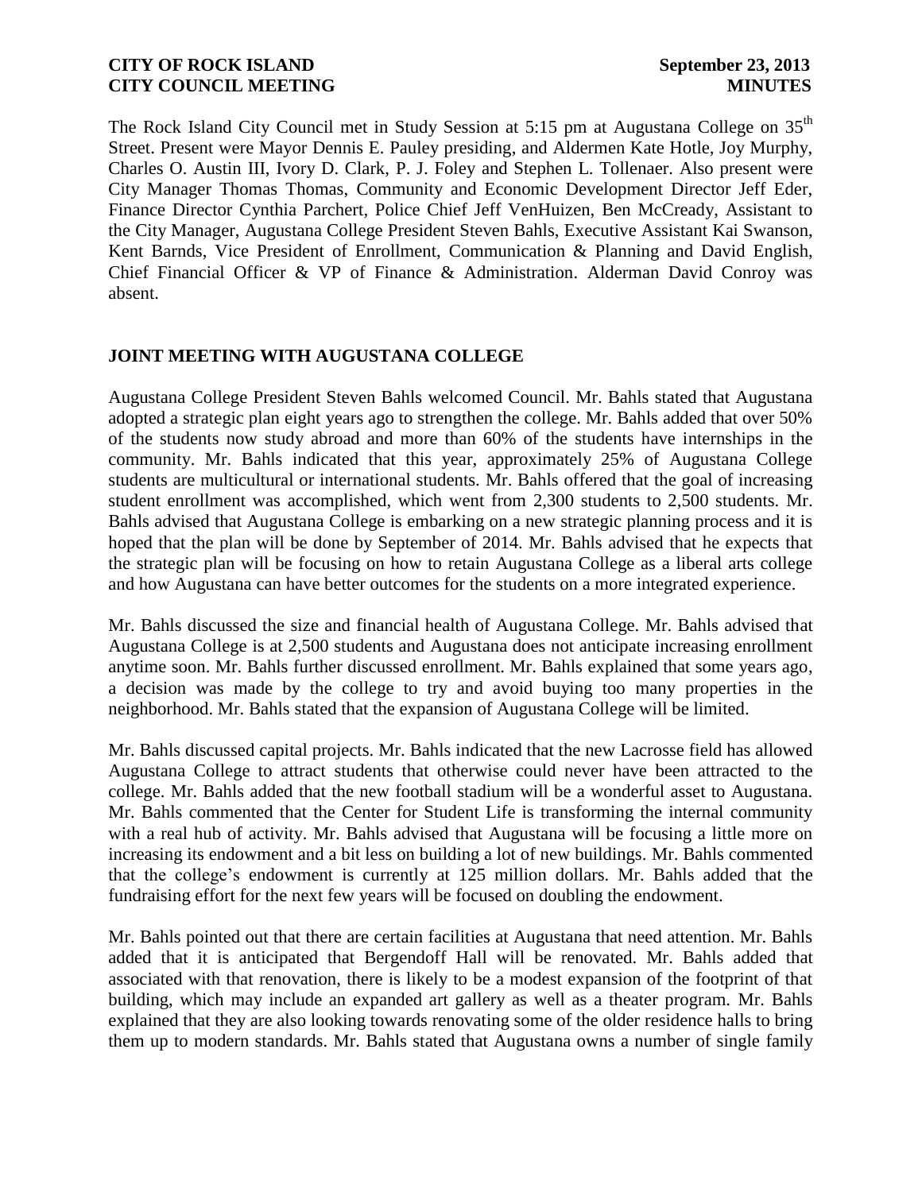The Rock Island City Council met in Study Session at 5:15 pm at Augustana College on 35th Street. Present were Mayor Dennis E. Pauley presiding, and Aldermen Kate Hotle, Joy Murphy, Charles O. Austin III, Ivory D. Clark, P. J. Foley and Stephen L. Tollenaer. Also present were City Manager Thomas Thomas, Community and Economic Development Director Jeff Eder, Finance Director Cynthia Parchert, Police Chief Jeff VenHuizen, Ben McCready, Assistant to the City Manager, Augustana College President Steven Bahls, Executive Assistant Kai Swanson, Kent Barnds, Vice President of Enrollment, Communication & Planning and David English, Chief Financial Officer & VP of Finance & Administration. Alderman David Conroy was absent.

## JOINT MEETING WITH AUGUSTANA COLLEGE

Augustana College President Steven Bahls welcomed Council. Mr. Bahls stated that Augustana adopted a strategic plan eight years ago to strengthen the college. Mr. Bahls added that over 50% of the students now study abroad and more than 60% of the students have internships in the community. Mr. Bahls indicated that this year, approximately 25% of Augustana College students are multicultural or international students. Mr. Bahls offered that the goal of increasing student enrollment was accomplished, which went from 2,300 students to 2,500 students. Mr. Bahls advised that Augustana College is embarking on a new strategic planning process and it is hoped that the plan will be done by September of 2014. Mr. Bahls advised that he expects that the strategic plan will be focusing on how to retain Augustana College as a liberal arts college and how Augustana can have better outcomes for the students on a more integrated experience.

Mr. Bahls discussed the size and financial health of Augustana College. Mr. Bahls advised that Augustana College is at 2,500 students and Augustana does not anticipate increasing enrollment anytime soon. Mr. Bahls further discussed enrollment. Mr. Bahls explained that some years ago, a decision was made by the college to try and avoid buying too many properties in the neighborhood. Mr. Bahls stated that the expansion of Augustana College will be limited.

Mr. Bahls discussed capital projects. Mr. Bahls indicated that the new Lacrosse field has allowed Augustana College to attract students that otherwise could never have been attracted to the college. Mr. Bahls added that the new football stadium will be a wonderful asset to Augustana. Mr. Bahls commented that the Center for Student Life is transforming the internal community with a real hub of activity. Mr. Bahls advised that Augustana will be focusing a little more on increasing its endowment and a bit less on building a lot of new buildings. Mr. Bahls commented that the college's endowment is currently at 125 million dollars. Mr. Bahls added that the fundraising effort for the next few years will be focused on doubling the endowment.

Mr. Bahls pointed out that there are certain facilities at Augustana that need attention. Mr. Bahls added that it is anticipated that Bergendoff Hall will be renovated. Mr. Bahls added that associated with that renovation, there is likely to be a modest expansion of the footprint of that building, which may include an expanded art gallery as well as a theater program. Mr. Bahls explained that they are also looking towards renovating some of the older residence halls to bring them up to modern standards. Mr. Bahls stated that Augustana owns a number of single family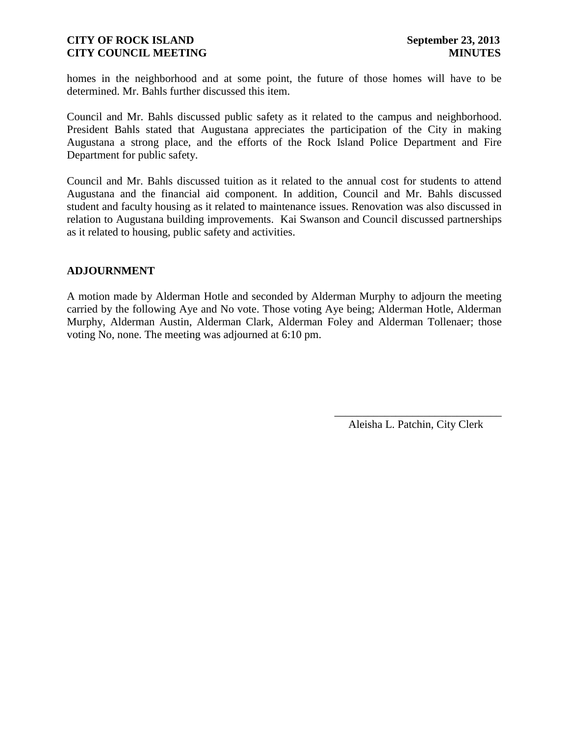homes in the neighborhood and at some point, the future of those homes will have to be determined. Mr. Bahls further discussed this item.

Council and Mr. Bahls discussed public safety as it related to the campus and neighborhood. President Bahls stated that Augustana appreciates the participation of the City in making Augustana a strong place, and the efforts of the Rock Island Police Department and Fire Department for public safety.

Council and Mr. Bahls discussed tuition as it related to the annual cost for students to attend Augustana and the financial aid component. In addition, Council and Mr. Bahls discussed student and faculty housing as it related to maintenance issues. Renovation was also discussed in relation to Augustana building improvements. Kai Swanson and Council discussed partnerships as it related to housing, public safety and activities.

## ADJOURNMENT

A motion made by Alderman Hotle and seconded by Alderman Murphy to adjourn the meeting carried by the following Aye and No vote. Those voting Aye being; Alderman Hotle, Alderman Murphy, Alderman Austin, Alderman Clark, Alderman Foley and Alderman Tollenaer; those voting No, none. The meeting was adjourned at 6:10 pm.

______________________________
Aleisha L. Patchin, City Clerk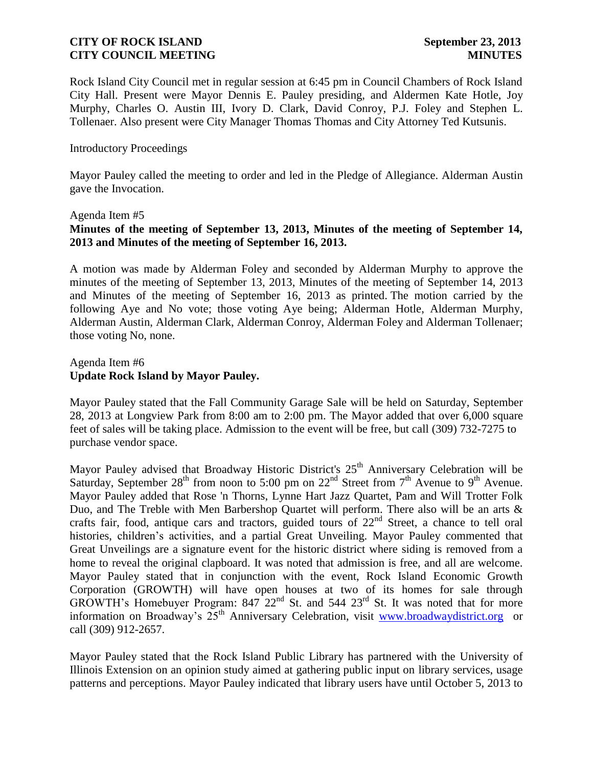Rock Island City Council met in regular session at 6:45 pm in Council Chambers of Rock Island City Hall. Present were Mayor Dennis E. Pauley presiding, and Aldermen Kate Hotle, Joy Murphy, Charles O. Austin III, Ivory D. Clark, David Conroy, P.J. Foley and Stephen L. Tollenaer. Also present were City Manager Thomas Thomas and City Attorney Ted Kutsunis.

Introductory Proceedings

Mayor Pauley called the meeting to order and led in the Pledge of Allegiance. Alderman Austin gave the Invocation.

Agenda Item #5
**Minutes of the meeting of September 13, 2013, Minutes of the meeting of September 14, 2013 and Minutes of the meeting of September 16, 2013.**

A motion was made by Alderman Foley and seconded by Alderman Murphy to approve the minutes of the meeting of September 13, 2013, Minutes of the meeting of September 14, 2013 and Minutes of the meeting of September 16, 2013 as printed. The motion carried by the following Aye and No vote; those voting Aye being; Alderman Hotle, Alderman Murphy, Alderman Austin, Alderman Clark, Alderman Conroy, Alderman Foley and Alderman Tollenaer; those voting No, none.

Agenda Item #6
**Update Rock Island by Mayor Pauley.**

Mayor Pauley stated that the Fall Community Garage Sale will be held on Saturday, September 28, 2013 at Longview Park from 8:00 am to 2:00 pm. The Mayor added that over 6,000 square feet of sales will be taking place. Admission to the event will be free, but call (309) 732-7275 to purchase vendor space.

Mayor Pauley advised that Broadway Historic District's 25th Anniversary Celebration will be Saturday, September 28th from noon to 5:00 pm on 22nd Street from 7th Avenue to 9th Avenue. Mayor Pauley added that Rose 'n Thorns, Lynne Hart Jazz Quartet, Pam and Will Trotter Folk Duo, and The Treble with Men Barbershop Quartet will perform. There also will be an arts & crafts fair, food, antique cars and tractors, guided tours of 22nd Street, a chance to tell oral histories, children's activities, and a partial Great Unveiling. Mayor Pauley commented that Great Unveilings are a signature event for the historic district where siding is removed from a home to reveal the original clapboard. It was noted that admission is free, and all are welcome. Mayor Pauley stated that in conjunction with the event, Rock Island Economic Growth Corporation (GROWTH) will have open houses at two of its homes for sale through GROWTH's Homebuyer Program: 847 22nd St. and 544 23rd St. It was noted that for more information on Broadway's 25th Anniversary Celebration, visit www.broadwaydistrict.org or call (309) 912-2657.

Mayor Pauley stated that the Rock Island Public Library has partnered with the University of Illinois Extension on an opinion study aimed at gathering public input on library services, usage patterns and perceptions. Mayor Pauley indicated that library users have until October 5, 2013 to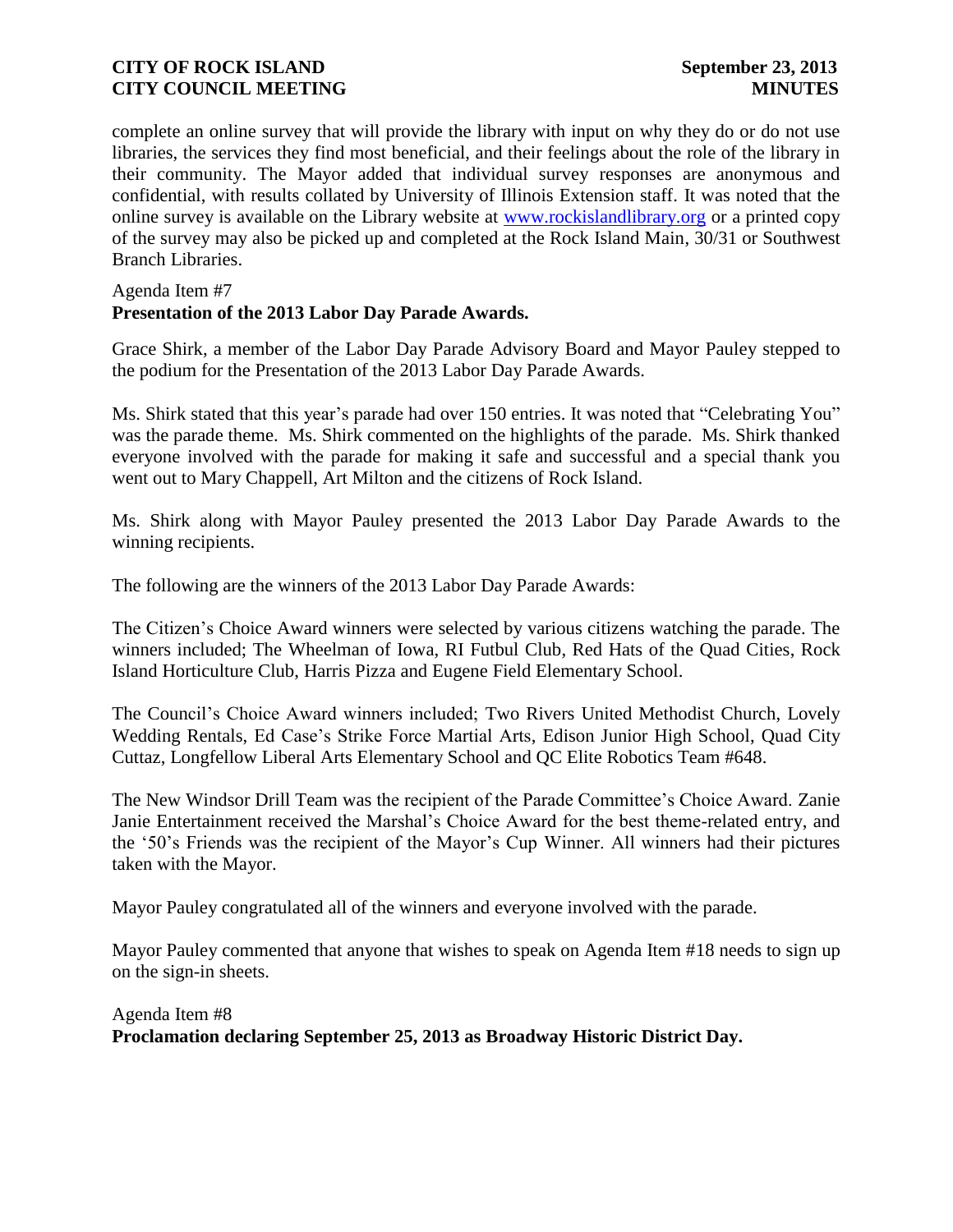complete an online survey that will provide the library with input on why they do or do not use libraries, the services they find most beneficial, and their feelings about the role of the library in their community. The Mayor added that individual survey responses are anonymous and confidential, with results collated by University of Illinois Extension staff. It was noted that the online survey is available on the Library website at www.rockislandlibrary.org or a printed copy of the survey may also be picked up and completed at the Rock Island Main, 30/31 or Southwest Branch Libraries.

Agenda Item #7
**Presentation of the 2013 Labor Day Parade Awards.**

Grace Shirk, a member of the Labor Day Parade Advisory Board and Mayor Pauley stepped to the podium for the Presentation of the 2013 Labor Day Parade Awards.

Ms. Shirk stated that this year's parade had over 150 entries. It was noted that "Celebrating You" was the parade theme. Ms. Shirk commented on the highlights of the parade. Ms. Shirk thanked everyone involved with the parade for making it safe and successful and a special thank you went out to Mary Chappell, Art Milton and the citizens of Rock Island.

Ms. Shirk along with Mayor Pauley presented the 2013 Labor Day Parade Awards to the winning recipients.

The following are the winners of the 2013 Labor Day Parade Awards:

The Citizen's Choice Award winners were selected by various citizens watching the parade. The winners included; The Wheelman of Iowa, RI Futbul Club, Red Hats of the Quad Cities, Rock Island Horticulture Club, Harris Pizza and Eugene Field Elementary School.

The Council's Choice Award winners included; Two Rivers United Methodist Church, Lovely Wedding Rentals, Ed Case's Strike Force Martial Arts, Edison Junior High School, Quad City Cuttaz, Longfellow Liberal Arts Elementary School and QC Elite Robotics Team #648.

The New Windsor Drill Team was the recipient of the Parade Committee's Choice Award. Zanie Janie Entertainment received the Marshal's Choice Award for the best theme-related entry, and the '50's Friends was the recipient of the Mayor's Cup Winner. All winners had their pictures taken with the Mayor.

Mayor Pauley congratulated all of the winners and everyone involved with the parade.

Mayor Pauley commented that anyone that wishes to speak on Agenda Item #18 needs to sign up on the sign-in sheets.

Agenda Item #8
**Proclamation declaring September 25, 2013 as Broadway Historic District Day.**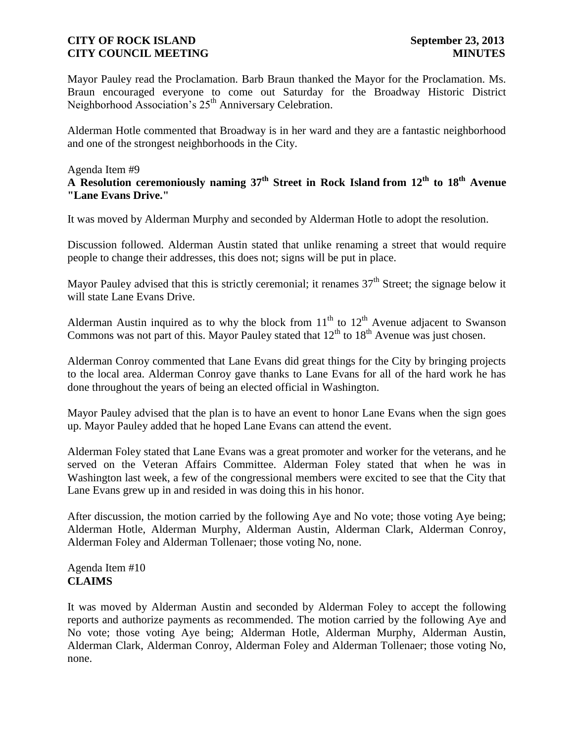Mayor Pauley read the Proclamation. Barb Braun thanked the Mayor for the Proclamation. Ms. Braun encouraged everyone to come out Saturday for the Broadway Historic District Neighborhood Association's 25th Anniversary Celebration.

Alderman Hotle commented that Broadway is in her ward and they are a fantastic neighborhood and one of the strongest neighborhoods in the City.

Agenda Item #9
**A Resolution ceremoniously naming 37th Street in Rock Island from 12th to 18th Avenue "Lane Evans Drive."**

It was moved by Alderman Murphy and seconded by Alderman Hotle to adopt the resolution.

Discussion followed. Alderman Austin stated that unlike renaming a street that would require people to change their addresses, this does not; signs will be put in place.

Mayor Pauley advised that this is strictly ceremonial; it renames 37th Street; the signage below it will state Lane Evans Drive.

Alderman Austin inquired as to why the block from 11th to 12th Avenue adjacent to Swanson Commons was not part of this. Mayor Pauley stated that 12th to 18th Avenue was just chosen.

Alderman Conroy commented that Lane Evans did great things for the City by bringing projects to the local area. Alderman Conroy gave thanks to Lane Evans for all of the hard work he has done throughout the years of being an elected official in Washington.

Mayor Pauley advised that the plan is to have an event to honor Lane Evans when the sign goes up. Mayor Pauley added that he hoped Lane Evans can attend the event.

Alderman Foley stated that Lane Evans was a great promoter and worker for the veterans, and he served on the Veteran Affairs Committee. Alderman Foley stated that when he was in Washington last week, a few of the congressional members were excited to see that the City that Lane Evans grew up in and resided in was doing this in his honor.

After discussion, the motion carried by the following Aye and No vote; those voting Aye being; Alderman Hotle, Alderman Murphy, Alderman Austin, Alderman Clark, Alderman Conroy, Alderman Foley and Alderman Tollenaer; those voting No, none.

Agenda Item #10
**CLAIMS**

It was moved by Alderman Austin and seconded by Alderman Foley to accept the following reports and authorize payments as recommended. The motion carried by the following Aye and No vote; those voting Aye being; Alderman Hotle, Alderman Murphy, Alderman Austin, Alderman Clark, Alderman Conroy, Alderman Foley and Alderman Tollenaer; those voting No, none.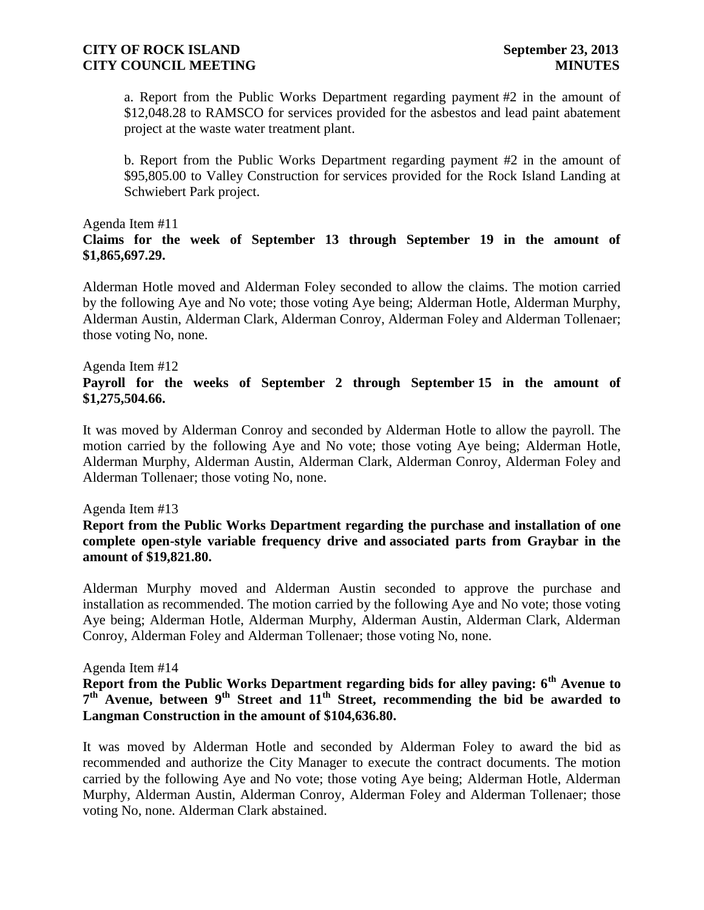a. Report from the Public Works Department regarding payment #2 in the amount of $12,048.28 to RAMSCO for services provided for the asbestos and lead paint abatement project at the waste water treatment plant.

b. Report from the Public Works Department regarding payment #2 in the amount of $95,805.00 to Valley Construction for services provided for the Rock Island Landing at Schwiebert Park project.

Agenda Item #11

**Claims for the week of September 13 through September 19 in the amount of $1,865,697.29.**

Alderman Hotle moved and Alderman Foley seconded to allow the claims. The motion carried by the following Aye and No vote; those voting Aye being; Alderman Hotle, Alderman Murphy, Alderman Austin, Alderman Clark, Alderman Conroy, Alderman Foley and Alderman Tollenaer; those voting No, none.

Agenda Item #12

**Payroll for the weeks of September 2 through September 15 in the amount of $1,275,504.66.**

It was moved by Alderman Conroy and seconded by Alderman Hotle to allow the payroll. The motion carried by the following Aye and No vote; those voting Aye being; Alderman Hotle, Alderman Murphy, Alderman Austin, Alderman Clark, Alderman Conroy, Alderman Foley and Alderman Tollenaer; those voting No, none.

Agenda Item #13

**Report from the Public Works Department regarding the purchase and installation of one complete open-style variable frequency drive and associated parts from Graybar in the amount of $19,821.80.**

Alderman Murphy moved and Alderman Austin seconded to approve the purchase and installation as recommended. The motion carried by the following Aye and No vote; those voting Aye being; Alderman Hotle, Alderman Murphy, Alderman Austin, Alderman Clark, Alderman Conroy, Alderman Foley and Alderman Tollenaer; those voting No, none.

Agenda Item #14

**Report from the Public Works Department regarding bids for alley paving: 6th Avenue to 7th Avenue, between 9th Street and 11th Street, recommending the bid be awarded to Langman Construction in the amount of $104,636.80.**

It was moved by Alderman Hotle and seconded by Alderman Foley to award the bid as recommended and authorize the City Manager to execute the contract documents. The motion carried by the following Aye and No vote; those voting Aye being; Alderman Hotle, Alderman Murphy, Alderman Austin, Alderman Conroy, Alderman Foley and Alderman Tollenaer; those voting No, none. Alderman Clark abstained.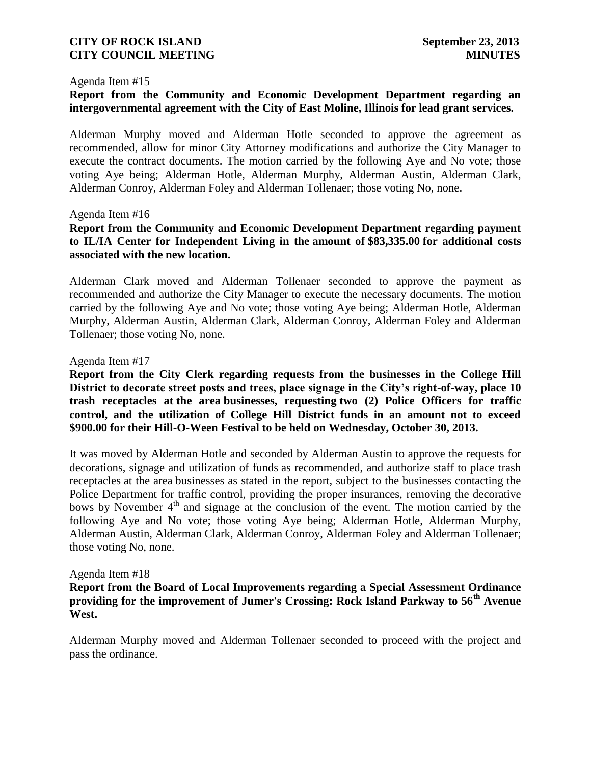Agenda Item #15

**Report from the Community and Economic Development Department regarding an intergovernmental agreement with the City of East Moline, Illinois for lead grant services.**

Alderman Murphy moved and Alderman Hotle seconded to approve the agreement as recommended, allow for minor City Attorney modifications and authorize the City Manager to execute the contract documents. The motion carried by the following Aye and No vote; those voting Aye being; Alderman Hotle, Alderman Murphy, Alderman Austin, Alderman Clark, Alderman Conroy, Alderman Foley and Alderman Tollenaer; those voting No, none.

Agenda Item #16

**Report from the Community and Economic Development Department regarding payment to IL/IA Center for Independent Living in the amount of \$83,335.00 for additional costs associated with the new location.**

Alderman Clark moved and Alderman Tollenaer seconded to approve the payment as recommended and authorize the City Manager to execute the necessary documents. The motion carried by the following Aye and No vote; those voting Aye being; Alderman Hotle, Alderman Murphy, Alderman Austin, Alderman Clark, Alderman Conroy, Alderman Foley and Alderman Tollenaer; those voting No, none.

Agenda Item #17

**Report from the City Clerk regarding requests from the businesses in the College Hill District to decorate street posts and trees, place signage in the City's right-of-way, place 10 trash receptacles at the area businesses, requesting two (2) Police Officers for traffic control, and the utilization of College Hill District funds in an amount not to exceed \$900.00 for their Hill-O-Ween Festival to be held on Wednesday, October 30, 2013.**

It was moved by Alderman Hotle and seconded by Alderman Austin to approve the requests for decorations, signage and utilization of funds as recommended, and authorize staff to place trash receptacles at the area businesses as stated in the report, subject to the businesses contacting the Police Department for traffic control, providing the proper insurances, removing the decorative bows by November 4th and signage at the conclusion of the event. The motion carried by the following Aye and No vote; those voting Aye being; Alderman Hotle, Alderman Murphy, Alderman Austin, Alderman Clark, Alderman Conroy, Alderman Foley and Alderman Tollenaer; those voting No, none.

Agenda Item #18

**Report from the Board of Local Improvements regarding a Special Assessment Ordinance providing for the improvement of Jumer's Crossing: Rock Island Parkway to 56th Avenue West.**

Alderman Murphy moved and Alderman Tollenaer seconded to proceed with the project and pass the ordinance.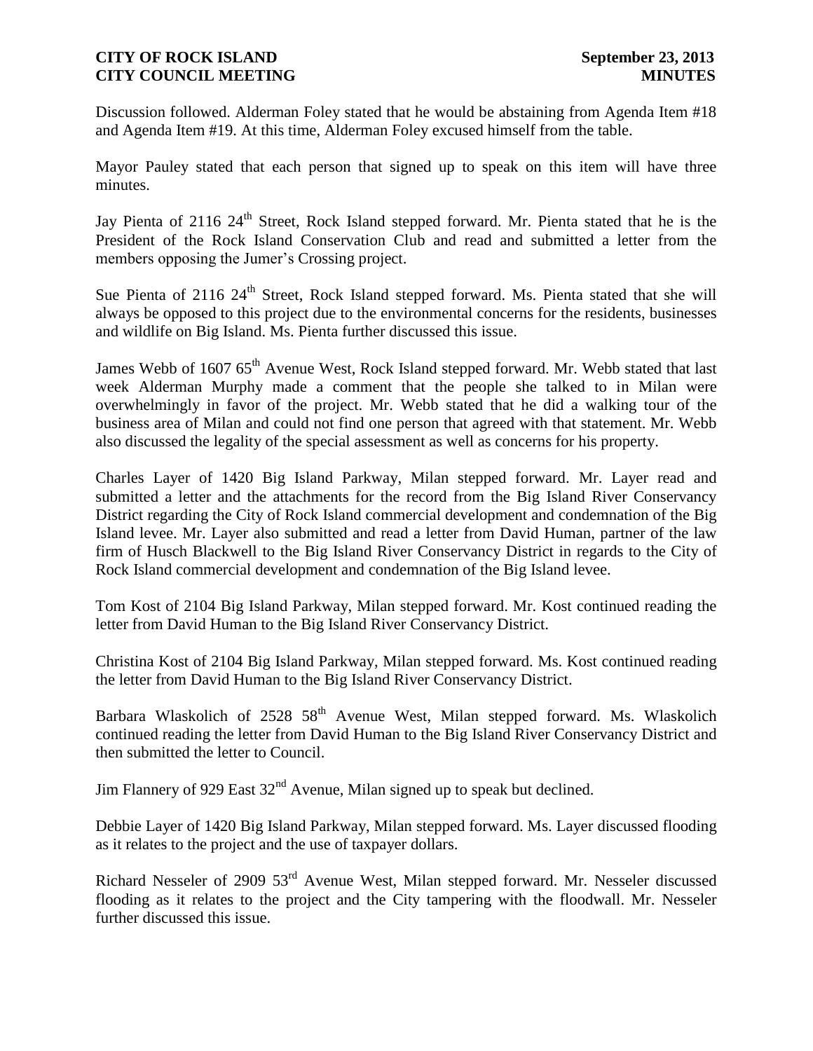Discussion followed. Alderman Foley stated that he would be abstaining from Agenda Item #18 and Agenda Item #19. At this time, Alderman Foley excused himself from the table.

Mayor Pauley stated that each person that signed up to speak on this item will have three minutes.

Jay Pienta of 2116 24th Street, Rock Island stepped forward. Mr. Pienta stated that he is the President of the Rock Island Conservation Club and read and submitted a letter from the members opposing the Jumer's Crossing project.

Sue Pienta of 2116 24th Street, Rock Island stepped forward. Ms. Pienta stated that she will always be opposed to this project due to the environmental concerns for the residents, businesses and wildlife on Big Island. Ms. Pienta further discussed this issue.

James Webb of 1607 65th Avenue West, Rock Island stepped forward. Mr. Webb stated that last week Alderman Murphy made a comment that the people she talked to in Milan were overwhelmingly in favor of the project. Mr. Webb stated that he did a walking tour of the business area of Milan and could not find one person that agreed with that statement. Mr. Webb also discussed the legality of the special assessment as well as concerns for his property.

Charles Layer of 1420 Big Island Parkway, Milan stepped forward. Mr. Layer read and submitted a letter and the attachments for the record from the Big Island River Conservancy District regarding the City of Rock Island commercial development and condemnation of the Big Island levee. Mr. Layer also submitted and read a letter from David Human, partner of the law firm of Husch Blackwell to the Big Island River Conservancy District in regards to the City of Rock Island commercial development and condemnation of the Big Island levee.

Tom Kost of 2104 Big Island Parkway, Milan stepped forward. Mr. Kost continued reading the letter from David Human to the Big Island River Conservancy District.

Christina Kost of 2104 Big Island Parkway, Milan stepped forward. Ms. Kost continued reading the letter from David Human to the Big Island River Conservancy District.

Barbara Wlaskolich of 2528 58th Avenue West, Milan stepped forward. Ms. Wlaskolich continued reading the letter from David Human to the Big Island River Conservancy District and then submitted the letter to Council.

Jim Flannery of 929 East 32nd Avenue, Milan signed up to speak but declined.

Debbie Layer of 1420 Big Island Parkway, Milan stepped forward. Ms. Layer discussed flooding as it relates to the project and the use of taxpayer dollars.

Richard Nesseler of 2909 53rd Avenue West, Milan stepped forward. Mr. Nesseler discussed flooding as it relates to the project and the City tampering with the floodwall. Mr. Nesseler further discussed this issue.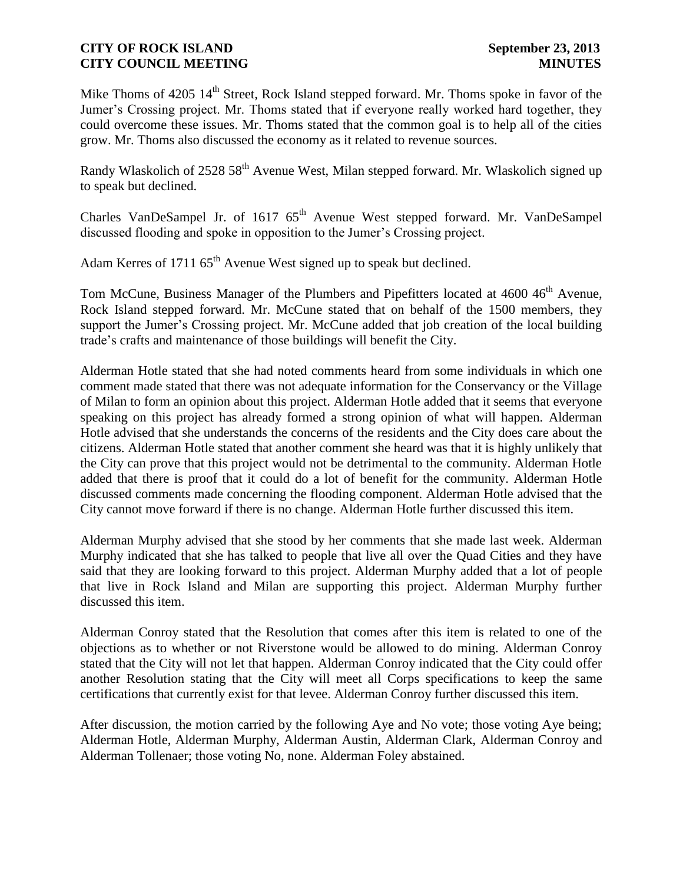Mike Thoms of 4205 14th Street, Rock Island stepped forward. Mr. Thoms spoke in favor of the Jumer's Crossing project. Mr. Thoms stated that if everyone really worked hard together, they could overcome these issues. Mr. Thoms stated that the common goal is to help all of the cities grow. Mr. Thoms also discussed the economy as it related to revenue sources.

Randy Wlaskolich of 2528 58th Avenue West, Milan stepped forward. Mr. Wlaskolich signed up to speak but declined.

Charles VanDeSampel Jr. of 1617 65th Avenue West stepped forward. Mr. VanDeSampel discussed flooding and spoke in opposition to the Jumer's Crossing project.

Adam Kerres of 1711 65th Avenue West signed up to speak but declined.

Tom McCune, Business Manager of the Plumbers and Pipefitters located at 4600 46th Avenue, Rock Island stepped forward. Mr. McCune stated that on behalf of the 1500 members, they support the Jumer's Crossing project. Mr. McCune added that job creation of the local building trade's crafts and maintenance of those buildings will benefit the City.

Alderman Hotle stated that she had noted comments heard from some individuals in which one comment made stated that there was not adequate information for the Conservancy or the Village of Milan to form an opinion about this project. Alderman Hotle added that it seems that everyone speaking on this project has already formed a strong opinion of what will happen. Alderman Hotle advised that she understands the concerns of the residents and the City does care about the citizens. Alderman Hotle stated that another comment she heard was that it is highly unlikely that the City can prove that this project would not be detrimental to the community. Alderman Hotle added that there is proof that it could do a lot of benefit for the community. Alderman Hotle discussed comments made concerning the flooding component. Alderman Hotle advised that the City cannot move forward if there is no change. Alderman Hotle further discussed this item.

Alderman Murphy advised that she stood by her comments that she made last week. Alderman Murphy indicated that she has talked to people that live all over the Quad Cities and they have said that they are looking forward to this project. Alderman Murphy added that a lot of people that live in Rock Island and Milan are supporting this project. Alderman Murphy further discussed this item.

Alderman Conroy stated that the Resolution that comes after this item is related to one of the objections as to whether or not Riverstone would be allowed to do mining. Alderman Conroy stated that the City will not let that happen. Alderman Conroy indicated that the City could offer another Resolution stating that the City will meet all Corps specifications to keep the same certifications that currently exist for that levee. Alderman Conroy further discussed this item.

After discussion, the motion carried by the following Aye and No vote; those voting Aye being; Alderman Hotle, Alderman Murphy, Alderman Austin, Alderman Clark, Alderman Conroy and Alderman Tollenaer; those voting No, none. Alderman Foley abstained.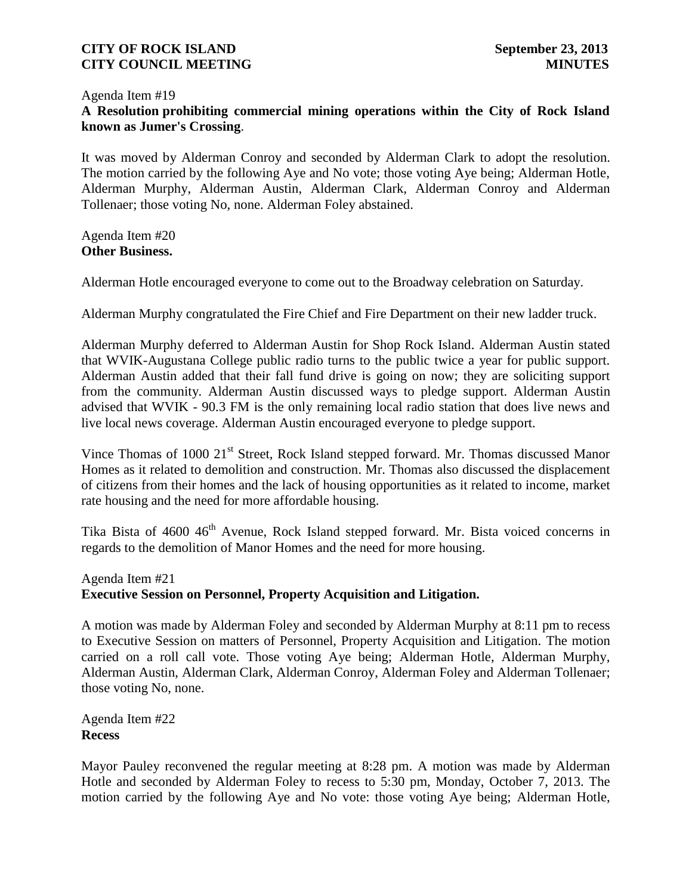Agenda Item #19
**A Resolution prohibiting commercial mining operations within the City of Rock Island known as Jumer's Crossing**.

It was moved by Alderman Conroy and seconded by Alderman Clark to adopt the resolution. The motion carried by the following Aye and No vote; those voting Aye being; Alderman Hotle, Alderman Murphy, Alderman Austin, Alderman Clark, Alderman Conroy and Alderman Tollenaer; those voting No, none. Alderman Foley abstained.

Agenda Item #20
**Other Business.**

Alderman Hotle encouraged everyone to come out to the Broadway celebration on Saturday.

Alderman Murphy congratulated the Fire Chief and Fire Department on their new ladder truck.

Alderman Murphy deferred to Alderman Austin for Shop Rock Island. Alderman Austin stated that WVIK-Augustana College public radio turns to the public twice a year for public support. Alderman Austin added that their fall fund drive is going on now; they are soliciting support from the community. Alderman Austin discussed ways to pledge support. Alderman Austin advised that WVIK - 90.3 FM is the only remaining local radio station that does live news and live local news coverage. Alderman Austin encouraged everyone to pledge support.

Vince Thomas of 1000 21st Street, Rock Island stepped forward. Mr. Thomas discussed Manor Homes as it related to demolition and construction. Mr. Thomas also discussed the displacement of citizens from their homes and the lack of housing opportunities as it related to income, market rate housing and the need for more affordable housing.

Tika Bista of 4600 46th Avenue, Rock Island stepped forward. Mr. Bista voiced concerns in regards to the demolition of Manor Homes and the need for more housing.

Agenda Item #21
**Executive Session on Personnel, Property Acquisition and Litigation.**

A motion was made by Alderman Foley and seconded by Alderman Murphy at 8:11 pm to recess to Executive Session on matters of Personnel, Property Acquisition and Litigation. The motion carried on a roll call vote. Those voting Aye being; Alderman Hotle, Alderman Murphy, Alderman Austin, Alderman Clark, Alderman Conroy, Alderman Foley and Alderman Tollenaer; those voting No, none.

Agenda Item #22
**Recess**

Mayor Pauley reconvened the regular meeting at 8:28 pm. A motion was made by Alderman Hotle and seconded by Alderman Foley to recess to 5:30 pm, Monday, October 7, 2013. The motion carried by the following Aye and No vote: those voting Aye being; Alderman Hotle,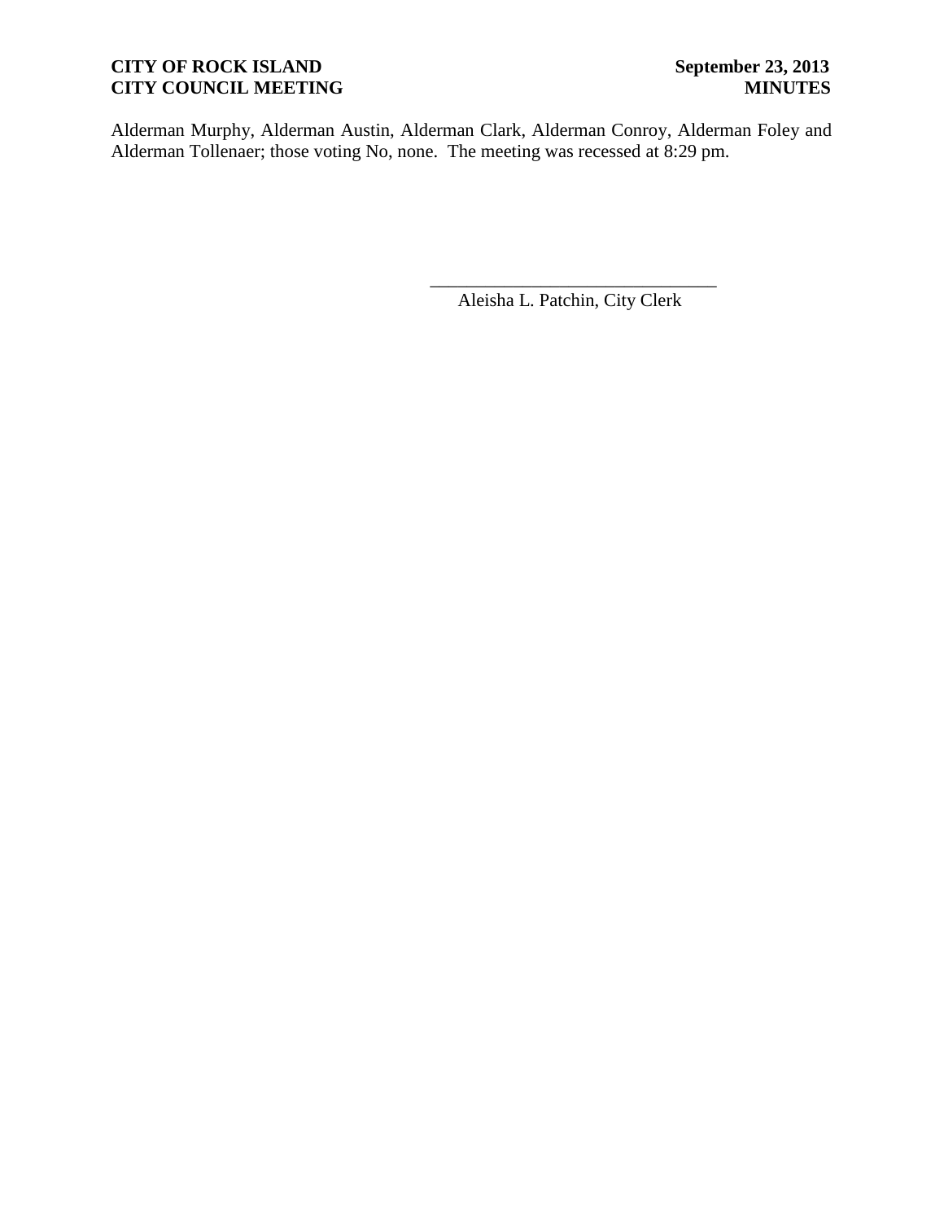Alderman Murphy, Alderman Austin, Alderman Clark, Alderman Conroy, Alderman Foley and Alderman Tollenaer; those voting No, none. The meeting was recessed at 8:29 pm.

_______________________________

Aleisha L. Patchin, City Clerk